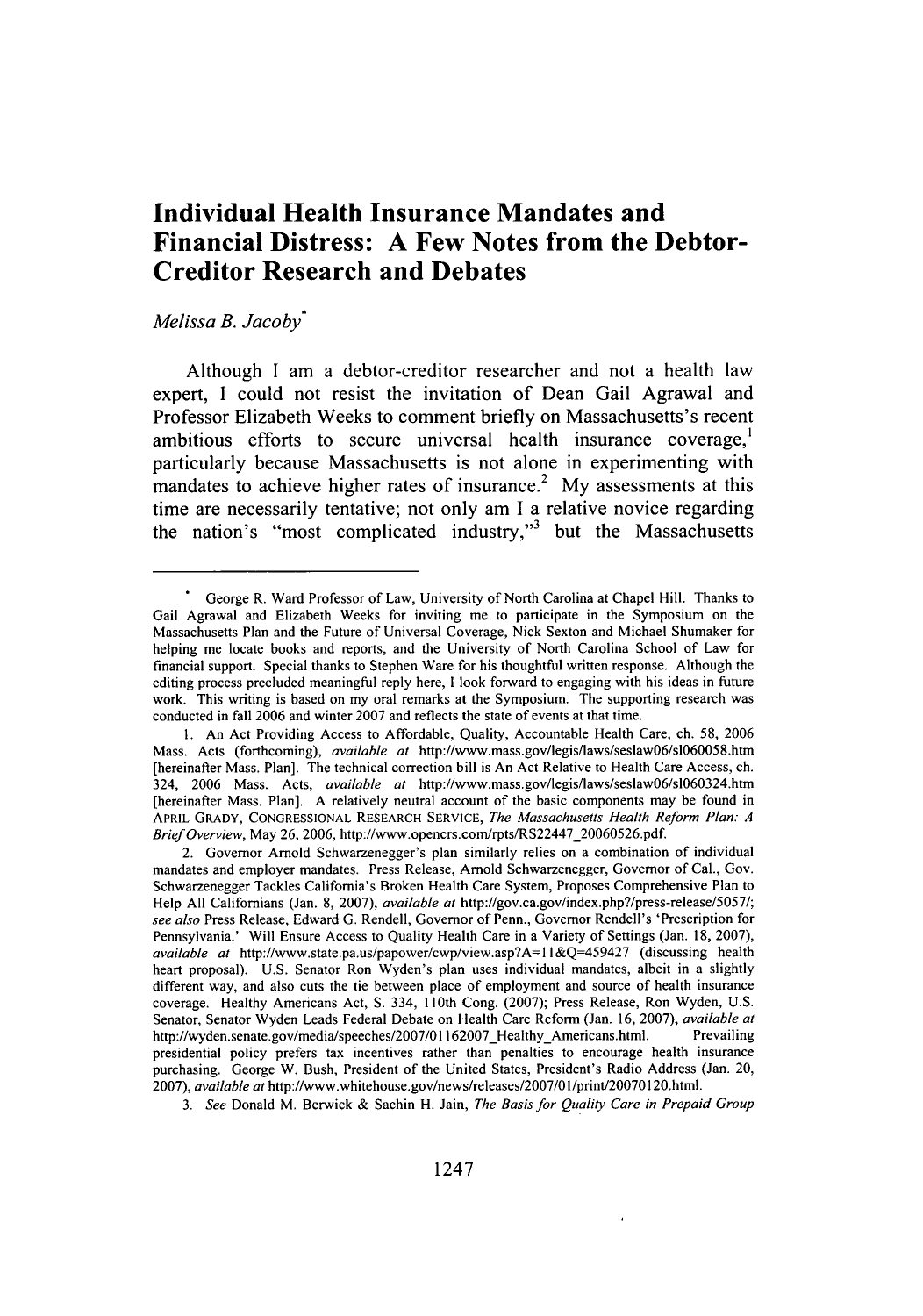# Individual Health Insurance Mandates and Financial Distress: A Few Notes from the Debtor-Creditor Research and Debates

*Melissa B. Jacoby*[*]

Although I am a debtor-creditor researcher and not a health law expert, I could not resist the invitation of Dean Gail Agrawal and Professor Elizabeth Weeks to comment briefly on Massachusetts's recent ambitious efforts to secure universal health insurance coverage,[1] particularly because Massachusetts is not alone in experimenting with mandates to achieve higher rates of insurance.[2] My assessments at this time are necessarily tentative; not only am I a relative novice regarding the nation's "most complicated industry,"[3] but the Massachusetts

---

[*] George R. Ward Professor of Law, University of North Carolina at Chapel Hill. Thanks to Gail Agrawal and Elizabeth Weeks for inviting me to participate in the Symposium on the Massachusetts Plan and the Future of Universal Coverage, Nick Sexton and Michael Shumaker for helping me locate books and reports, and the University of North Carolina School of Law for financial support. Special thanks to Stephen Ware for his thoughtful written response. Although the editing process precluded meaningful reply here, I look forward to engaging with his ideas in future work. This writing is based on my oral remarks at the Symposium. The supporting research was conducted in fall 2006 and winter 2007 and reflects the state of events at that time.

1. An Act Providing Access to Affordable, Quality, Accountable Health Care, ch. 58, 2006 Mass. Acts (forthcoming), *available at* http://www.mass.gov/legis/laws/seslaw06/sl060058.htm [hereinafter Mass. Plan]. The technical correction bill is An Act Relative to Health Care Access, ch. 324, 2006 Mass. Acts, *available at* http://www.mass.gov/legis/laws/seslaw06/sl060324.htm [hereinafter Mass. Plan]. A relatively neutral account of the basic components may be found in APRIL GRADY, CONGRESSIONAL RESEARCH SERVICE, *The Massachusetts Health Reform Plan: A Brief Overview*, May 26, 2006, http://www.opencrs.com/rpts/RS22447_20060526.pdf.

2. Governor Arnold Schwarzenegger's plan similarly relies on a combination of individual mandates and employer mandates. Press Release, Arnold Schwarzenegger, Governor of Cal., Gov. Schwarzenegger Tackles California's Broken Health Care System, Proposes Comprehensive Plan to Help All Californians (Jan. 8, 2007), *available at* http://gov.ca.gov/index.php?/press-release/5057/; *see also* Press Release, Edward G. Rendell, Governor of Penn., Governor Rendell's 'Prescription for Pennsylvania.' Will Ensure Access to Quality Health Care in a Variety of Settings (Jan. 18, 2007), *available at* http://www.state.pa.us/papower/cwp/view.asp?A=11&Q=459427 (discussing health heart proposal). U.S. Senator Ron Wyden's plan uses individual mandates, albeit in a slightly different way, and also cuts the tie between place of employment and source of health insurance coverage. Healthy Americans Act, S. 334, 110th Cong. (2007); Press Release, Ron Wyden, U.S. Senator, Senator Wyden Leads Federal Debate on Health Care Reform (Jan. 16, 2007), *available at* http://wyden.senate.gov/media/speeches/2007/01162007_Healthy_Americans.html. Prevailing presidential policy prefers tax incentives rather than penalties to encourage health insurance purchasing. George W. Bush, President of the United States, President's Radio Address (Jan. 20, 2007), *available at* http://www.whitehouse.gov/news/releases/2007/01/print/20070120.html.

3. *See* Donald M. Berwick & Sachin H. Jain, *The Basis for Quality Care in Prepaid Group*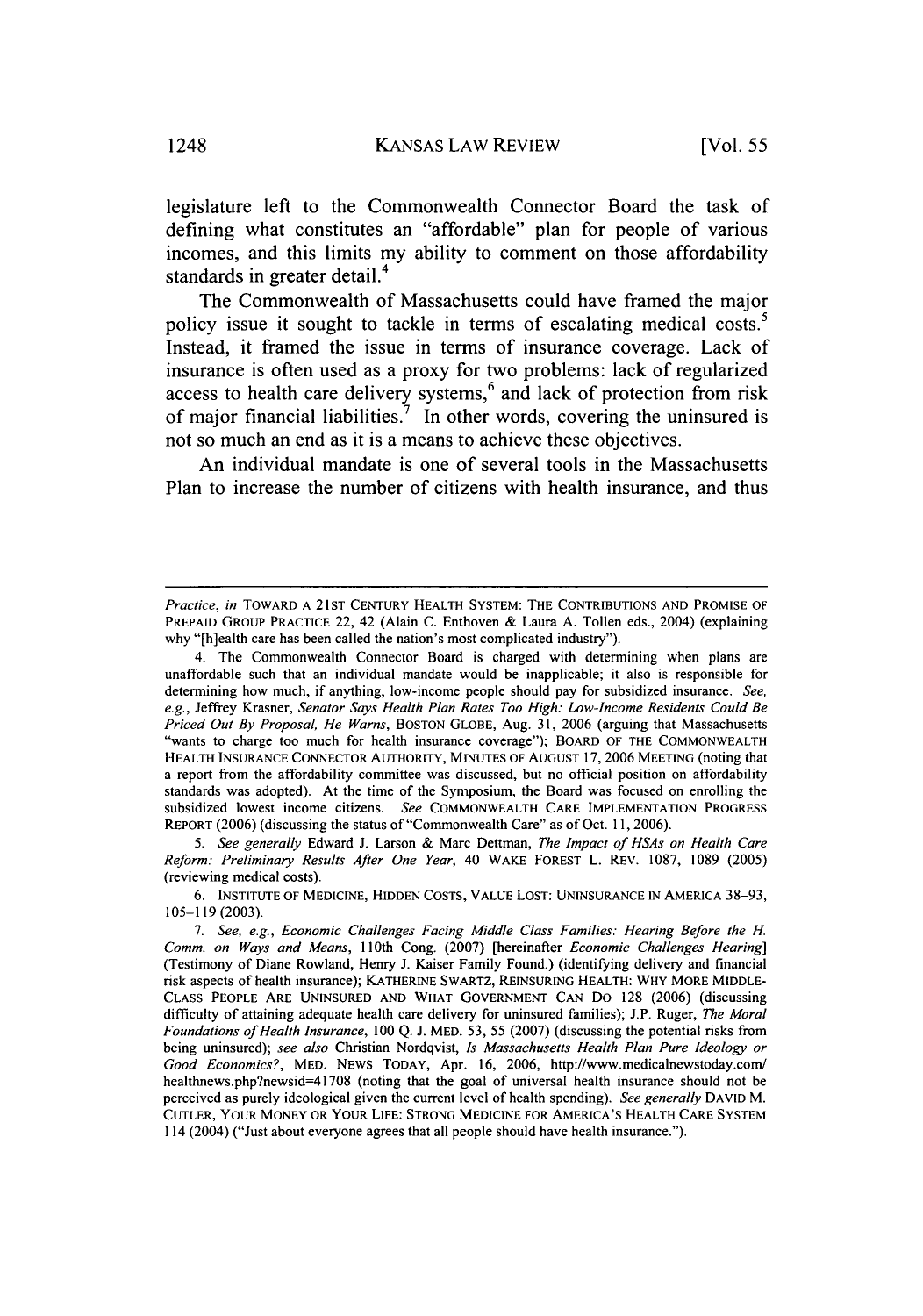legislature left to the Commonwealth Connector Board the task of defining what constitutes an "affordable" plan for people of various incomes, and this limits my ability to comment on those affordability standards in greater detail.[4]

The Commonwealth of Massachusetts could have framed the major policy issue it sought to tackle in terms of escalating medical costs.[5] Instead, it framed the issue in terms of insurance coverage. Lack of insurance is often used as a proxy for two problems: lack of regularized access to health care delivery systems,[6] and lack of protection from risk of major financial liabilities.[7] In other words, covering the uninsured is not so much an end as it is a means to achieve these objectives.

An individual mandate is one of several tools in the Massachusetts Plan to increase the number of citizens with health insurance, and thus

---

*Practice*, *in* TOWARD A 21ST CENTURY HEALTH SYSTEM: THE CONTRIBUTIONS AND PROMISE OF PREPAID GROUP PRACTICE 22, 42 (Alain C. Enthoven & Laura A. Tollen eds., 2004) (explaining why "[h]ealth care has been called the nation's most complicated industry").

4. The Commonwealth Connector Board is charged with determining when plans are unaffordable such that an individual mandate would be inapplicable; it also is responsible for determining how much, if anything, low-income people should pay for subsidized insurance. *See, e.g.*, Jeffrey Krasner, *Senator Says Health Plan Rates Too High: Low-Income Residents Could Be Priced Out By Proposal, He Warns*, BOSTON GLOBE, Aug. 31, 2006 (arguing that Massachusetts "wants to charge too much for health insurance coverage"); BOARD OF THE COMMONWEALTH HEALTH INSURANCE CONNECTOR AUTHORITY, MINUTES OF AUGUST 17, 2006 MEETING (noting that a report from the affordability committee was discussed, but no official position on affordability standards was adopted). At the time of the Symposium, the Board was focused on enrolling the subsidized lowest income citizens. *See* COMMONWEALTH CARE IMPLEMENTATION PROGRESS REPORT (2006) (discussing the status of "Commonwealth Care" as of Oct. 11, 2006).

5. *See generally* Edward J. Larson & Marc Dettman, *The Impact of HSAs on Health Care Reform: Preliminary Results After One Year*, 40 WAKE FOREST L. REV. 1087, 1089 (2005) (reviewing medical costs).

6. INSTITUTE OF MEDICINE, HIDDEN COSTS, VALUE LOST: UNINSURANCE IN AMERICA 38–93, 105–119 (2003).

7. *See, e.g.*, *Economic Challenges Facing Middle Class Families: Hearing Before the H. Comm. on Ways and Means*, 110th Cong. (2007) [hereinafter *Economic Challenges Hearing*] (Testimony of Diane Rowland, Henry J. Kaiser Family Found.) (identifying delivery and financial risk aspects of health insurance); KATHERINE SWARTZ, REINSURING HEALTH: WHY MORE MIDDLE-CLASS PEOPLE ARE UNINSURED AND WHAT GOVERNMENT CAN DO 128 (2006) (discussing difficulty of attaining adequate health care delivery for uninsured families); J.P. Ruger, *The Moral Foundations of Health Insurance*, 100 Q. J. MED. 53, 55 (2007) (discussing the potential risks from being uninsured); *see also* Christian Nordqvist, *Is Massachusetts Health Plan Pure Ideology or Good Economics?*, MED. NEWS TODAY, Apr. 16, 2006, http://www.medicalnewstoday.com/healthnews.php?newsid=41708 (noting that the goal of universal health insurance should not be perceived as purely ideological given the current level of health spending). *See generally* DAVID M. CUTLER, YOUR MONEY OR YOUR LIFE: STRONG MEDICINE FOR AMERICA'S HEALTH CARE SYSTEM 114 (2004) ("Just about everyone agrees that all people should have health insurance.").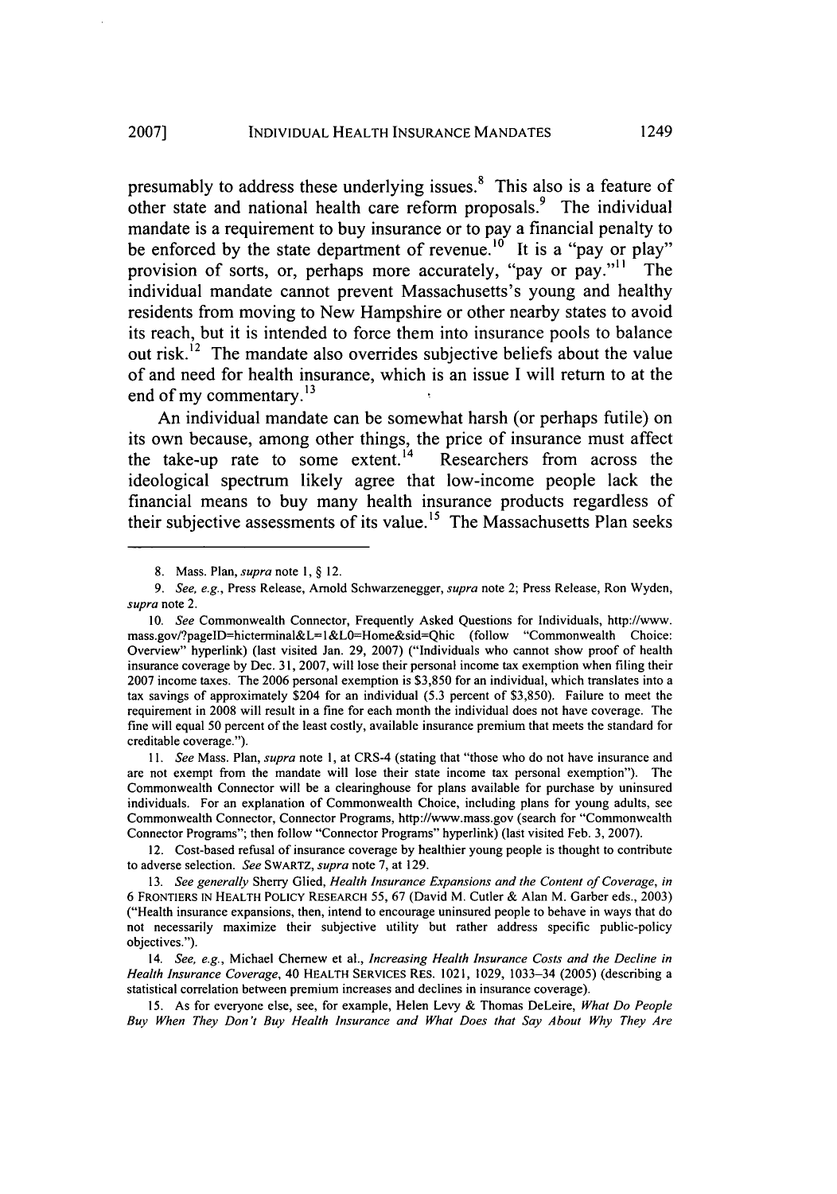presumably to address these underlying issues.[8] This also is a feature of other state and national health care reform proposals.[9] The individual mandate is a requirement to buy insurance or to pay a financial penalty to be enforced by the state department of revenue.[10] It is a "pay or play" provision of sorts, or, perhaps more accurately, "pay or pay."[11] The individual mandate cannot prevent Massachusetts's young and healthy residents from moving to New Hampshire or other nearby states to avoid its reach, but it is intended to force them into insurance pools to balance out risk.[12] The mandate also overrides subjective beliefs about the value of and need for health insurance, which is an issue I will return to at the end of my commentary.[13]

An individual mandate can be somewhat harsh (or perhaps futile) on its own because, among other things, the price of insurance must affect the take-up rate to some extent.[14] Researchers from across the ideological spectrum likely agree that low-income people lack the financial means to buy many health insurance products regardless of their subjective assessments of its value.[15] The Massachusetts Plan seeks

---

8. Mass. Plan, *supra* note 1, § 12.

9. *See, e.g.*, Press Release, Arnold Schwarzenegger, *supra* note 2; Press Release, Ron Wyden, *supra* note 2.

10. *See* Commonwealth Connector, Frequently Asked Questions for Individuals, http://www.mass.gov/?pageID=hicterminal&L=1&L0=Home&sid=Qhic (follow "Commonwealth Choice: Overview" hyperlink) (last visited Jan. 29, 2007) ("Individuals who cannot show proof of health insurance coverage by Dec. 31, 2007, will lose their personal income tax exemption when filing their 2007 income taxes. The 2006 personal exemption is $3,850 for an individual, which translates into a tax savings of approximately $204 for an individual (5.3 percent of $3,850). Failure to meet the requirement in 2008 will result in a fine for each month the individual does not have coverage. The fine will equal 50 percent of the least costly, available insurance premium that meets the standard for creditable coverage.").

11. *See* Mass. Plan, *supra* note 1, at CRS-4 (stating that "those who do not have insurance and are not exempt from the mandate will lose their state income tax personal exemption"). The Commonwealth Connector will be a clearinghouse for plans available for purchase by uninsured individuals. For an explanation of Commonwealth Choice, including plans for young adults, see Commonwealth Connector, Connector Programs, http://www.mass.gov (search for "Commonwealth Connector Programs"; then follow "Connector Programs" hyperlink) (last visited Feb. 3, 2007).

12. Cost-based refusal of insurance coverage by healthier young people is thought to contribute to adverse selection. *See* SWARTZ, *supra* note 7, at 129.

13. *See generally* Sherry Glied, *Health Insurance Expansions and the Content of Coverage*, *in* 6 FRONTIERS IN HEALTH POLICY RESEARCH 55, 67 (David M. Cutler & Alan M. Garber eds., 2003) ("Health insurance expansions, then, intend to encourage uninsured people to behave in ways that do not necessarily maximize their subjective utility but rather address specific public-policy objectives.").

14. *See, e.g.*, Michael Chernew et al., *Increasing Health Insurance Costs and the Decline in Health Insurance Coverage*, 40 HEALTH SERVICES RES. 1021, 1029, 1033–34 (2005) (describing a statistical correlation between premium increases and declines in insurance coverage).

15. As for everyone else, see, for example, Helen Levy & Thomas DeLeire, *What Do People Buy When They Don't Buy Health Insurance and What Does that Say About Why They Are*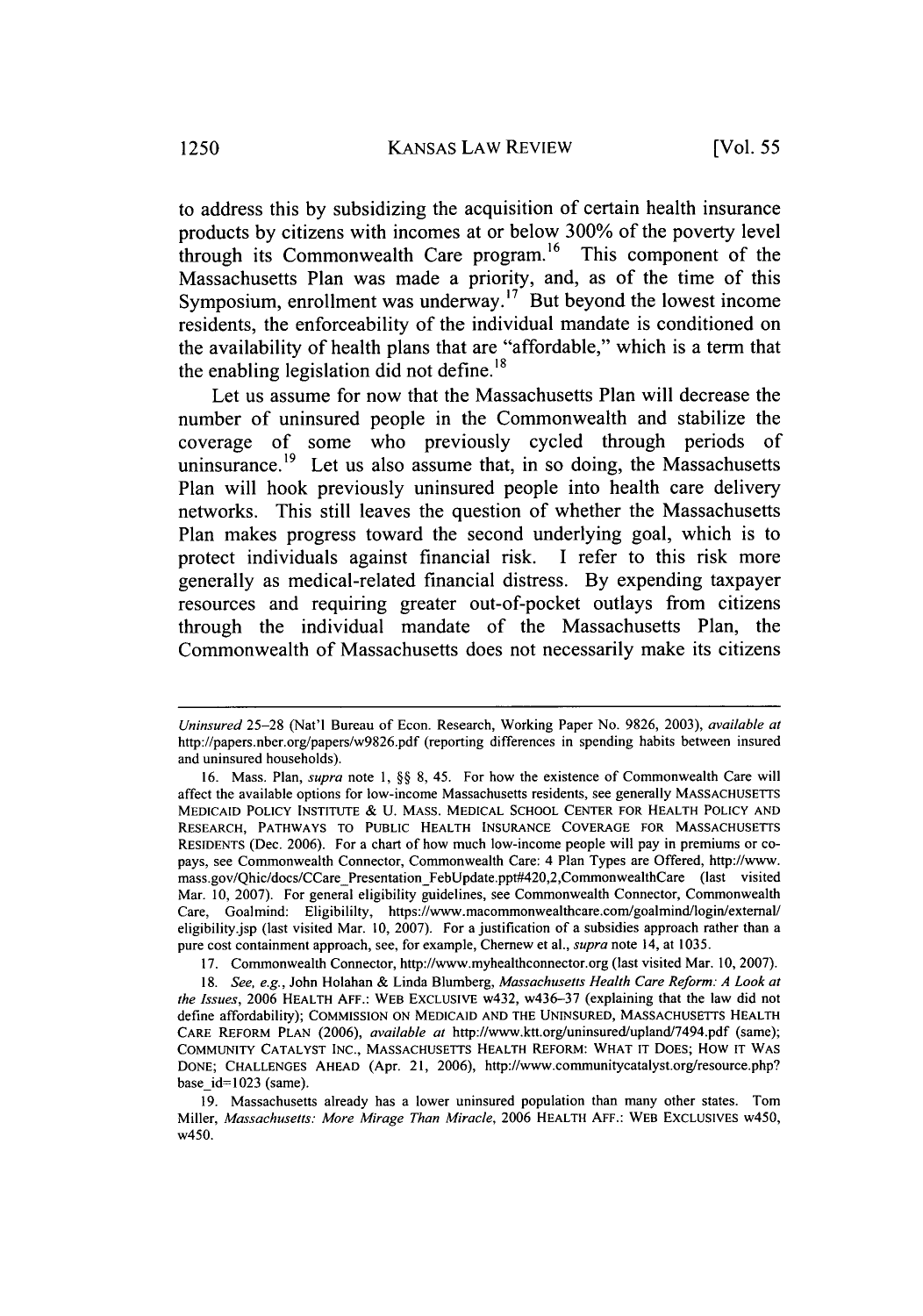to address this by subsidizing the acquisition of certain health insurance products by citizens with incomes at or below 300% of the poverty level through its Commonwealth Care program.[16] This component of the Massachusetts Plan was made a priority, and, as of the time of this Symposium, enrollment was underway.[17] But beyond the lowest income residents, the enforceability of the individual mandate is conditioned on the availability of health plans that are "affordable," which is a term that the enabling legislation did not define.[18]

Let us assume for now that the Massachusetts Plan will decrease the number of uninsured people in the Commonwealth and stabilize the coverage of some who previously cycled through periods of uninsurance.[19] Let us also assume that, in so doing, the Massachusetts Plan will hook previously uninsured people into health care delivery networks. This still leaves the question of whether the Massachusetts Plan makes progress toward the second underlying goal, which is to protect individuals against financial risk. I refer to this risk more generally as medical-related financial distress. By expending taxpayer resources and requiring greater out-of-pocket outlays from citizens through the individual mandate of the Massachusetts Plan, the Commonwealth of Massachusetts does not necessarily make its citizens

---

*Uninsured* 25–28 (Nat'l Bureau of Econ. Research, Working Paper No. 9826, 2003), *available at* http://papers.nber.org/papers/w9826.pdf (reporting differences in spending habits between insured and uninsured households).

16. Mass. Plan, *supra* note 1, §§ 8, 45. For how the existence of Commonwealth Care will affect the available options for low-income Massachusetts residents, see generally MASSACHUSETTS MEDICAID POLICY INSTITUTE & U. MASS. MEDICAL SCHOOL CENTER FOR HEALTH POLICY AND RESEARCH, PATHWAYS TO PUBLIC HEALTH INSURANCE COVERAGE FOR MASSACHUSETTS RESIDENTS (Dec. 2006). For a chart of how much low-income people will pay in premiums or co-pays, see Commonwealth Connector, Commonwealth Care: 4 Plan Types are Offered, http://www.mass.gov/Qhic/docs/CCare_Presentation_FebUpdate.ppt#420,2,CommonwealthCare (last visited Mar. 10, 2007). For general eligibility guidelines, see Commonwealth Connector, Commonwealth Care, Goalmind: Eligibililty, https://www.macommonwealthcare.com/goalmind/login/external/eligibility.jsp (last visited Mar. 10, 2007). For a justification of a subsidies approach rather than a pure cost containment approach, see, for example, Chernew et al., *supra* note 14, at 1035.

17. Commonwealth Connector, http://www.myhealthconnector.org (last visited Mar. 10, 2007).

18. *See, e.g.*, John Holahan & Linda Blumberg, *Massachusetts Health Care Reform: A Look at the Issues*, 2006 HEALTH AFF.: WEB EXCLUSIVE w432, w436–37 (explaining that the law did not define affordability); COMMISSION ON MEDICAID AND THE UNINSURED, MASSACHUSETTS HEALTH CARE REFORM PLAN (2006), *available at* http://www.ktt.org/uninsured/upland/7494.pdf (same); COMMUNITY CATALYST INC., MASSACHUSETTS HEALTH REFORM: WHAT IT DOES; HOW IT WAS DONE; CHALLENGES AHEAD (Apr. 21, 2006), http://www.communitycatalyst.org/resource.php?base_id=1023 (same).

19. Massachusetts already has a lower uninsured population than many other states. Tom Miller, *Massachusetts: More Mirage Than Miracle*, 2006 HEALTH AFF.: WEB EXCLUSIVES w450, w450.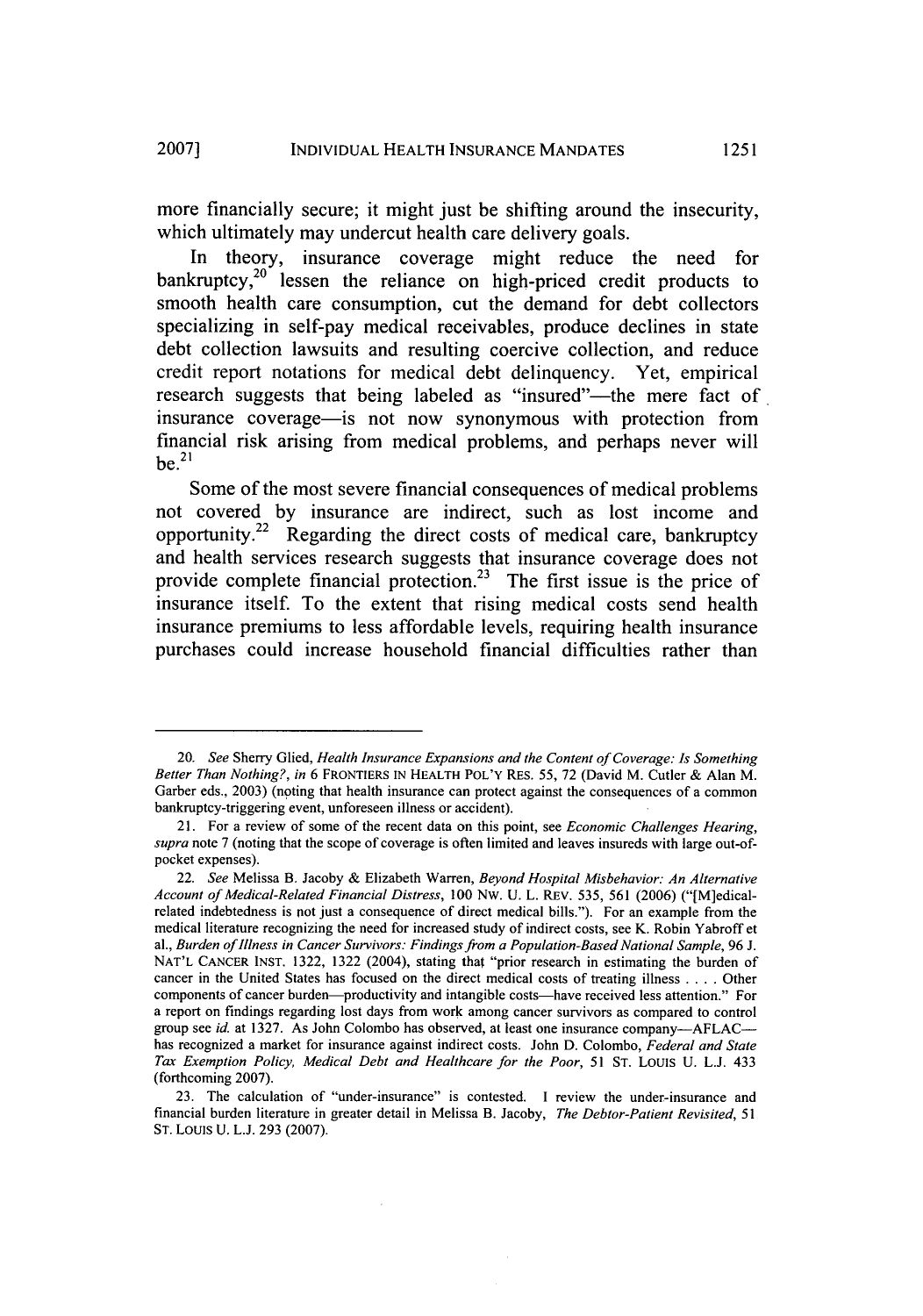more financially secure; it might just be shifting around the insecurity, which ultimately may undercut health care delivery goals.

In theory, insurance coverage might reduce the need for bankruptcy,[20] lessen the reliance on high-priced credit products to smooth health care consumption, cut the demand for debt collectors specializing in self-pay medical receivables, produce declines in state debt collection lawsuits and resulting coercive collection, and reduce credit report notations for medical debt delinquency. Yet, empirical research suggests that being labeled as "insured"—the mere fact of insurance coverage—is not now synonymous with protection from financial risk arising from medical problems, and perhaps never will be.[21]

Some of the most severe financial consequences of medical problems not covered by insurance are indirect, such as lost income and opportunity.[22] Regarding the direct costs of medical care, bankruptcy and health services research suggests that insurance coverage does not provide complete financial protection.[23] The first issue is the price of insurance itself. To the extent that rising medical costs send health insurance premiums to less affordable levels, requiring health insurance purchases could increase household financial difficulties rather than

---

20. *See* Sherry Glied, *Health Insurance Expansions and the Content of Coverage: Is Something Better Than Nothing?*, *in* 6 FRONTIERS IN HEALTH POL'Y RES. 55, 72 (David M. Cutler & Alan M. Garber eds., 2003) (noting that health insurance can protect against the consequences of a common bankruptcy-triggering event, unforeseen illness or accident).

21. For a review of some of the recent data on this point, see *Economic Challenges Hearing*, *supra* note 7 (noting that the scope of coverage is often limited and leaves insureds with large out-of-pocket expenses).

22. *See* Melissa B. Jacoby & Elizabeth Warren, *Beyond Hospital Misbehavior: An Alternative Account of Medical-Related Financial Distress*, 100 NW. U. L. REV. 535, 561 (2006) ("[M]edical-related indebtedness is not just a consequence of direct medical bills."). For an example from the medical literature recognizing the need for increased study of indirect costs, see K. Robin Yabroff et al., *Burden of Illness in Cancer Survivors: Findings from a Population-Based National Sample*, 96 J. NAT'L CANCER INST. 1322, 1322 (2004), stating that "prior research in estimating the burden of cancer in the United States has focused on the direct medical costs of treating illness . . . . Other components of cancer burden—productivity and intangible costs—have received less attention." For a report on findings regarding lost days from work among cancer survivors as compared to control group see *id.* at 1327. As John Colombo has observed, at least one insurance company—AFLAC—has recognized a market for insurance against indirect costs. John D. Colombo, *Federal and State Tax Exemption Policy, Medical Debt and Healthcare for the Poor*, 51 ST. LOUIS U. L.J. 433 (forthcoming 2007).

23. The calculation of "under-insurance" is contested. I review the under-insurance and financial burden literature in greater detail in Melissa B. Jacoby, *The Debtor-Patient Revisited*, 51 ST. LOUIS U. L.J. 293 (2007).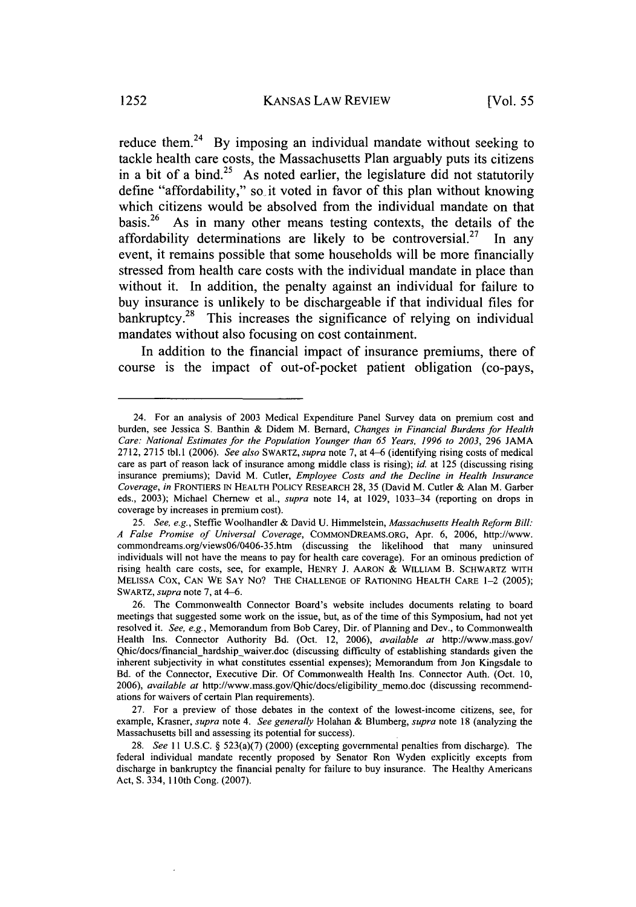reduce them.[24] By imposing an individual mandate without seeking to tackle health care costs, the Massachusetts Plan arguably puts its citizens in a bit of a bind.[25] As noted earlier, the legislature did not statutorily define "affordability," so it voted in favor of this plan without knowing which citizens would be absolved from the individual mandate on that basis.[26] As in many other means testing contexts, the details of the affordability determinations are likely to be controversial.[27] In any event, it remains possible that some households will be more financially stressed from health care costs with the individual mandate in place than without it. In addition, the penalty against an individual for failure to buy insurance is unlikely to be dischargeable if that individual files for bankruptcy.[28] This increases the significance of relying on individual mandates without also focusing on cost containment.

In addition to the financial impact of insurance premiums, there of course is the impact of out-of-pocket patient obligation (co-pays,

---

24. For an analysis of 2003 Medical Expenditure Panel Survey data on premium cost and burden, see Jessica S. Banthin & Didem M. Bernard, *Changes in Financial Burdens for Health Care: National Estimates for the Population Younger than 65 Years, 1996 to 2003*, 296 JAMA 2712, 2715 tbl.1 (2006). *See also* SWARTZ, *supra* note 7, at 4–6 (identifying rising costs of medical care as part of reason lack of insurance among middle class is rising); *id.* at 125 (discussing rising insurance premiums); David M. Cutler, *Employee Costs and the Decline in Health Insurance Coverage*, *in* FRONTIERS IN HEALTH POLICY RESEARCH 28, 35 (David M. Cutler & Alan M. Garber eds., 2003); Michael Chernew et al., *supra* note 14, at 1029, 1033–34 (reporting on drops in coverage by increases in premium cost).

25. *See, e.g.*, Steffie Woolhandler & David U. Himmelstein, *Massachusetts Health Reform Bill: A False Promise of Universal Coverage*, COMMONDREAMS.ORG, Apr. 6, 2006, http://www.commondreams.org/views06/0406-35.htm (discussing the likelihood that many uninsured individuals will not have the means to pay for health care coverage). For an ominous prediction of rising health care costs, see, for example, HENRY J. AARON & WILLIAM B. SCHWARTZ WITH MELISSA COX, CAN WE SAY NO? THE CHALLENGE OF RATIONING HEALTH CARE 1–2 (2005); SWARTZ, *supra* note 7, at 4–6.

26. The Commonwealth Connector Board's website includes documents relating to board meetings that suggested some work on the issue, but, as of the time of this Symposium, had not yet resolved it. *See, e.g.*, Memorandum from Bob Carey, Dir. of Planning and Dev., to Commonwealth Health Ins. Connector Authority Bd. (Oct. 12, 2006), *available at* http://www.mass.gov/Qhic/docs/financial_hardship_waiver.doc (discussing difficulty of establishing standards given the inherent subjectivity in what constitutes essential expenses); Memorandum from Jon Kingsdale to Bd. of the Connector, Executive Dir. Of Commonwealth Health Ins. Connector Auth. (Oct. 10, 2006), *available at* http://www.mass.gov/Qhic/docs/eligibility_memo.doc (discussing recommendations for waivers of certain Plan requirements).

27. For a preview of those debates in the context of the lowest-income citizens, see, for example, Krasner, *supra* note 4. *See generally* Holahan & Blumberg, *supra* note 18 (analyzing the Massachusetts bill and assessing its potential for success).

28. *See* 11 U.S.C. § 523(a)(7) (2000) (excepting governmental penalties from discharge). The federal individual mandate recently proposed by Senator Ron Wyden explicitly excepts from discharge in bankruptcy the financial penalty for failure to buy insurance. The Healthy Americans Act, S. 334, 110th Cong. (2007).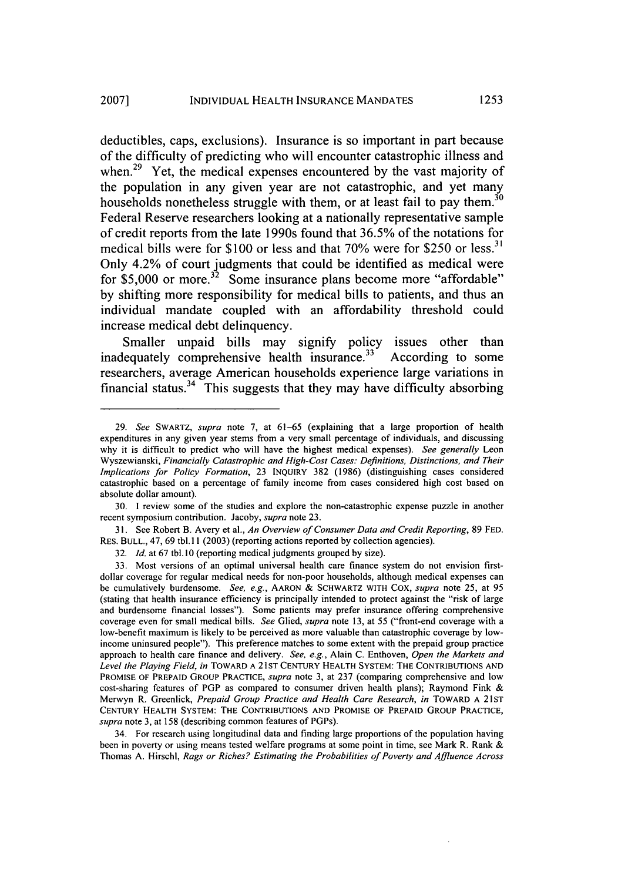deductibles, caps, exclusions). Insurance is so important in part because of the difficulty of predicting who will encounter catastrophic illness and when.[29] Yet, the medical expenses encountered by the vast majority of the population in any given year are not catastrophic, and yet many households nonetheless struggle with them, or at least fail to pay them.[30] Federal Reserve researchers looking at a nationally representative sample of credit reports from the late 1990s found that 36.5% of the notations for medical bills were for $100 or less and that 70% were for $250 or less.[31] Only 4.2% of court judgments that could be identified as medical were for $5,000 or more.[32] Some insurance plans become more "affordable" by shifting more responsibility for medical bills to patients, and thus an individual mandate coupled with an affordability threshold could increase medical debt delinquency.

Smaller unpaid bills may signify policy issues other than inadequately comprehensive health insurance.[33] According to some researchers, average American households experience large variations in financial status.[34] This suggests that they may have difficulty absorbing

---

29. *See* SWARTZ, *supra* note 7, at 61–65 (explaining that a large proportion of health expenditures in any given year stems from a very small percentage of individuals, and discussing why it is difficult to predict who will have the highest medical expenses). *See generally* Leon Wyszewianski, *Financially Catastrophic and High-Cost Cases: Definitions, Distinctions, and Their Implications for Policy Formation*, 23 INQUIRY 382 (1986) (distinguishing cases considered catastrophic based on a percentage of family income from cases considered high cost based on absolute dollar amount).

30. I review some of the studies and explore the non-catastrophic expense puzzle in another recent symposium contribution. Jacoby, *supra* note 23.

31. See Robert B. Avery et al., *An Overview of Consumer Data and Credit Reporting*, 89 FED. RES. BULL., 47, 69 tbl.11 (2003) (reporting actions reported by collection agencies).

32. *Id.* at 67 tbl.10 (reporting medical judgments grouped by size).

33. Most versions of an optimal universal health care finance system do not envision first-dollar coverage for regular medical needs for non-poor households, although medical expenses can be cumulatively burdensome. *See, e.g.*, AARON & SCHWARTZ WITH COX, *supra* note 25, at 95 (stating that health insurance efficiency is principally intended to protect against the "risk of large and burdensome financial losses"). Some patients may prefer insurance offering comprehensive coverage even for small medical bills. *See* Glied, *supra* note 13, at 55 ("front-end coverage with a low-benefit maximum is likely to be perceived as more valuable than catastrophic coverage by low-income uninsured people"). This preference matches to some extent with the prepaid group practice approach to health care finance and delivery. *See, e.g.*, Alain C. Enthoven, *Open the Markets and Level the Playing Field*, *in* TOWARD A 21ST CENTURY HEALTH SYSTEM: THE CONTRIBUTIONS AND PROMISE OF PREPAID GROUP PRACTICE, *supra* note 3, at 237 (comparing comprehensive and low cost-sharing features of PGP as compared to consumer driven health plans); Raymond Fink & Merwyn R. Greenlick, *Prepaid Group Practice and Health Care Research*, *in* TOWARD A 21ST CENTURY HEALTH SYSTEM: THE CONTRIBUTIONS AND PROMISE OF PREPAID GROUP PRACTICE, *supra* note 3, at 158 (describing common features of PGPs).

34. For research using longitudinal data and finding large proportions of the population having been in poverty or using means tested welfare programs at some point in time, see Mark R. Rank & Thomas A. Hirschl, *Rags or Riches? Estimating the Probabilities of Poverty and Affluence Across*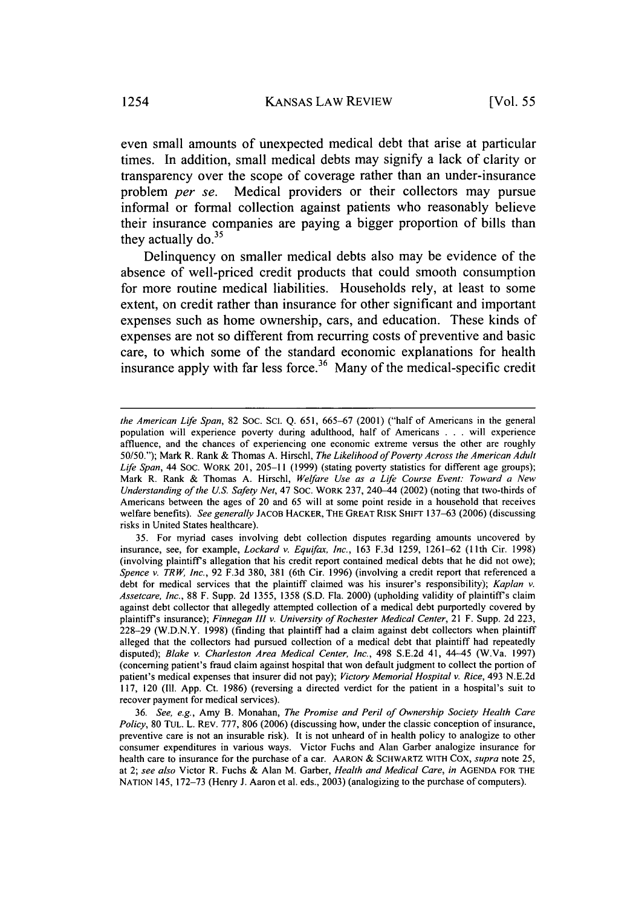even small amounts of unexpected medical debt that arise at particular times. In addition, small medical debts may signify a lack of clarity or transparency over the scope of coverage rather than an under-insurance problem *per se*. Medical providers or their collectors may pursue informal or formal collection against patients who reasonably believe their insurance companies are paying a bigger proportion of bills than they actually do.[35]

Delinquency on smaller medical debts also may be evidence of the absence of well-priced credit products that could smooth consumption for more routine medical liabilities. Households rely, at least to some extent, on credit rather than insurance for other significant and important expenses such as home ownership, cars, and education. These kinds of expenses are not so different from recurring costs of preventive and basic care, to which some of the standard economic explanations for health insurance apply with far less force.[36] Many of the medical-specific credit

---

*the American Life Span*, 82 SOC. SCI. Q. 651, 665–67 (2001) ("half of Americans in the general population will experience poverty during adulthood, half of Americans . . . will experience affluence, and the chances of experiencing one economic extreme versus the other are roughly 50/50."); Mark R. Rank & Thomas A. Hirschl, *The Likelihood of Poverty Across the American Adult Life Span*, 44 SOC. WORK 201, 205–11 (1999) (stating poverty statistics for different age groups); Mark R. Rank & Thomas A. Hirschl, *Welfare Use as a Life Course Event: Toward a New Understanding of the U.S. Safety Net*, 47 SOC. WORK 237, 240–44 (2002) (noting that two-thirds of Americans between the ages of 20 and 65 will at some point reside in a household that receives welfare benefits). *See generally* JACOB HACKER, THE GREAT RISK SHIFT 137–63 (2006) (discussing risks in United States healthcare).

35. For myriad cases involving debt collection disputes regarding amounts uncovered by insurance, see, for example, *Lockard v. Equifax, Inc.*, 163 F.3d 1259, 1261–62 (11th Cir. 1998) (involving plaintiff's allegation that his credit report contained medical debts that he did not owe); *Spence v. TRW, Inc.*, 92 F.3d 380, 381 (6th Cir. 1996) (involving a credit report that referenced a debt for medical services that the plaintiff claimed was his insurer's responsibility); *Kaplan v. Assetcare, Inc.*, 88 F. Supp. 2d 1355, 1358 (S.D. Fla. 2000) (upholding validity of plaintiff's claim against debt collector that allegedly attempted collection of a medical debt purportedly covered by plaintiff's insurance); *Finnegan III v. University of Rochester Medical Center*, 21 F. Supp. 2d 223, 228–29 (W.D.N.Y. 1998) (finding that plaintiff had a claim against debt collectors when plaintiff alleged that the collectors had pursued collection of a medical debt that plaintiff had repeatedly disputed); *Blake v. Charleston Area Medical Center, Inc.*, 498 S.E.2d 41, 44–45 (W.Va. 1997) (concerning patient's fraud claim against hospital that won default judgment to collect the portion of patient's medical expenses that insurer did not pay); *Victory Memorial Hospital v. Rice*, 493 N.E.2d 117, 120 (Ill. App. Ct. 1986) (reversing a directed verdict for the patient in a hospital's suit to recover payment for medical services).

36. *See, e.g.*, Amy B. Monahan, *The Promise and Peril of Ownership Society Health Care Policy*, 80 TUL. L. REV. 777, 806 (2006) (discussing how, under the classic conception of insurance, preventive care is not an insurable risk). It is not unheard of in health policy to analogize to other consumer expenditures in various ways. Victor Fuchs and Alan Garber analogize insurance for health care to insurance for the purchase of a car. AARON & SCHWARTZ WITH COX, *supra* note 25, at 2; *see also* Victor R. Fuchs & Alan M. Garber, *Health and Medical Care*, *in* AGENDA FOR THE NATION 145, 172–73 (Henry J. Aaron et al. eds., 2003) (analogizing to the purchase of computers).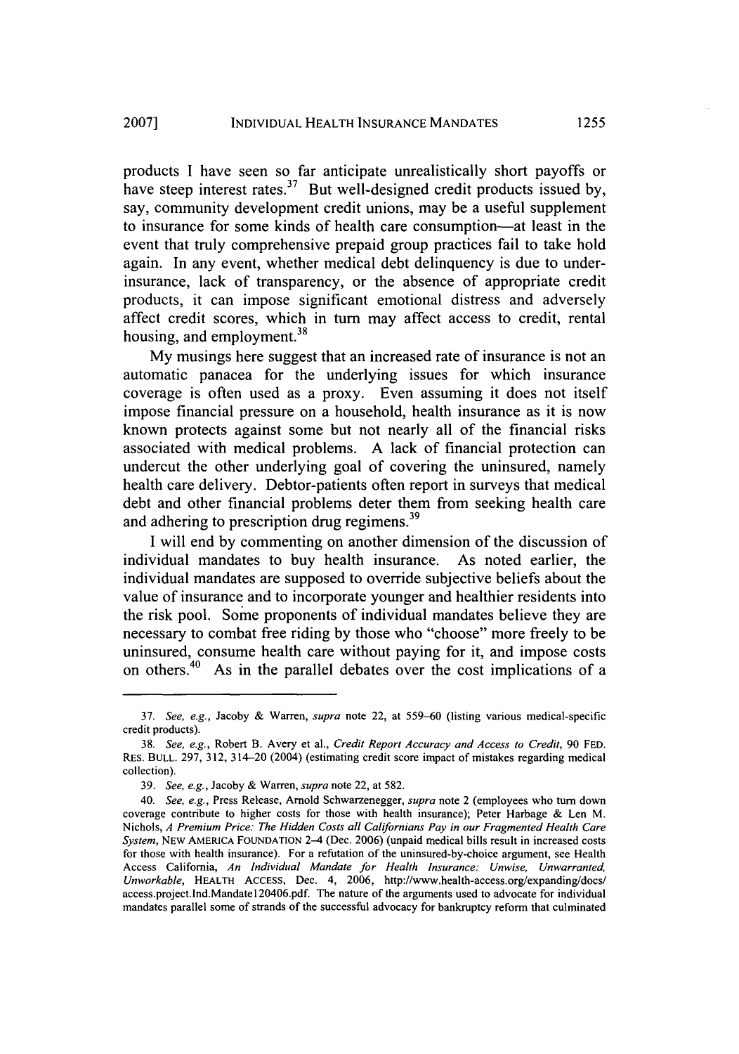products I have seen so far anticipate unrealistically short payoffs or have steep interest rates.[37] But well-designed credit products issued by, say, community development credit unions, may be a useful supplement to insurance for some kinds of health care consumption—at least in the event that truly comprehensive prepaid group practices fail to take hold again. In any event, whether medical debt delinquency is due to under-insurance, lack of transparency, or the absence of appropriate credit products, it can impose significant emotional distress and adversely affect credit scores, which in turn may affect access to credit, rental housing, and employment.[38]

My musings here suggest that an increased rate of insurance is not an automatic panacea for the underlying issues for which insurance coverage is often used as a proxy. Even assuming it does not itself impose financial pressure on a household, health insurance as it is now known protects against some but not nearly all of the financial risks associated with medical problems. A lack of financial protection can undercut the other underlying goal of covering the uninsured, namely health care delivery. Debtor-patients often report in surveys that medical debt and other financial problems deter them from seeking health care and adhering to prescription drug regimens.[39]

I will end by commenting on another dimension of the discussion of individual mandates to buy health insurance. As noted earlier, the individual mandates are supposed to override subjective beliefs about the value of insurance and to incorporate younger and healthier residents into the risk pool. Some proponents of individual mandates believe they are necessary to combat free riding by those who "choose" more freely to be uninsured, consume health care without paying for it, and impose costs on others.[40] As in the parallel debates over the cost implications of a

---

37. *See, e.g.*, Jacoby & Warren, *supra* note 22, at 559–60 (listing various medical-specific credit products).

38. *See, e.g.*, Robert B. Avery et al., *Credit Report Accuracy and Access to Credit*, 90 FED. RES. BULL. 297, 312, 314–20 (2004) (estimating credit score impact of mistakes regarding medical collection).

39. *See, e.g.*, Jacoby & Warren, *supra* note 22, at 582.

40. *See, e.g.*, Press Release, Arnold Schwarzenegger, *supra* note 2 (employees who turn down coverage contribute to higher costs for those with health insurance); Peter Harbage & Len M. Nichols, *A Premium Price: The Hidden Costs all Californians Pay in our Fragmented Health Care System*, NEW AMERICA FOUNDATION 2–4 (Dec. 2006) (unpaid medical bills result in increased costs for those with health insurance). For a refutation of the uninsured-by-choice argument, see Health Access California, *An Individual Mandate for Health Insurance: Unwise, Unwarranted, Unworkable*, HEALTH ACCESS, Dec. 4, 2006, http://www.health-access.org/expanding/docs/access.project.Ind.Mandate120406.pdf. The nature of the arguments used to advocate for individual mandates parallel some of strands of the successful advocacy for bankruptcy reform that culminated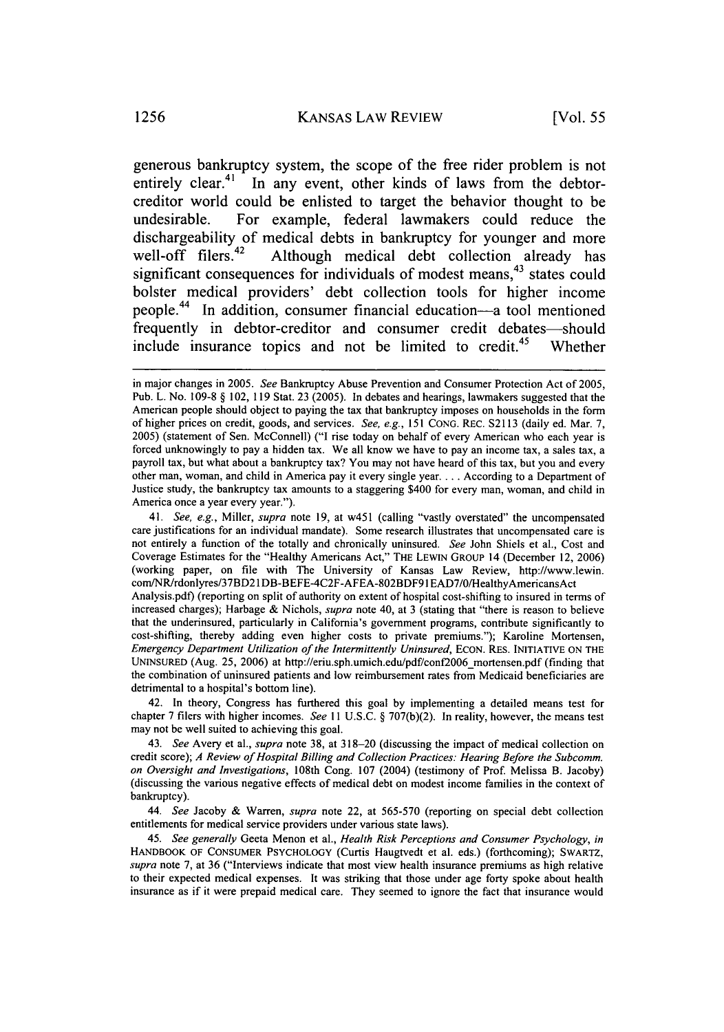generous bankruptcy system, the scope of the free rider problem is not entirely clear.[41] In any event, other kinds of laws from the debtor-creditor world could be enlisted to target the behavior thought to be undesirable. For example, federal lawmakers could reduce the dischargeability of medical debts in bankruptcy for younger and more well-off filers.[42] Although medical debt collection already has significant consequences for individuals of modest means,[43] states could bolster medical providers' debt collection tools for higher income people.[44] In addition, consumer financial education—a tool mentioned frequently in debtor-creditor and consumer credit debates—should include insurance topics and not be limited to credit.[45] Whether

---

in major changes in 2005. *See* Bankruptcy Abuse Prevention and Consumer Protection Act of 2005, Pub. L. No. 109-8 § 102, 119 Stat. 23 (2005). In debates and hearings, lawmakers suggested that the American people should object to paying the tax that bankruptcy imposes on households in the form of higher prices on credit, goods, and services. *See, e.g.*, 151 CONG. REC. S2113 (daily ed. Mar. 7, 2005) (statement of Sen. McConnell) ("I rise today on behalf of every American who each year is forced unknowingly to pay a hidden tax. We all know we have to pay an income tax, a sales tax, a payroll tax, but what about a bankruptcy tax? You may not have heard of this tax, but you and every other man, woman, and child in America pay it every single year. . . . According to a Department of Justice study, the bankruptcy tax amounts to a staggering $400 for every man, woman, and child in America once a year every year.").

41. *See, e.g.*, Miller, *supra* note 19, at w451 (calling "vastly overstated" the uncompensated care justifications for an individual mandate). Some research illustrates that uncompensated care is not entirely a function of the totally and chronically uninsured. *See* John Shiels et al., Cost and Coverage Estimates for the "Healthy Americans Act," THE LEWIN GROUP 14 (December 12, 2006) (working paper, on file with The University of Kansas Law Review, http://www.lewin.com/NR/rdonlyres/37BD21DB-BEFE-4C2F-AFEA-802BDF91EAD7/0/HealthyAmericansAct Analysis.pdf) (reporting on split of authority on extent of hospital cost-shifting to insured in terms of increased charges); Harbage & Nichols, *supra* note 40, at 3 (stating that "there is reason to believe that the underinsured, particularly in California's government programs, contribute significantly to cost-shifting, thereby adding even higher costs to private premiums."); Karoline Mortensen, *Emergency Department Utilization of the Intermittently Uninsured*, ECON. RES. INITIATIVE ON THE UNINSURED (Aug. 25, 2006) at http://eriu.sph.umich.edu/pdf/conf2006_mortensen.pdf (finding that the combination of uninsured patients and low reimbursement rates from Medicaid beneficiaries are detrimental to a hospital's bottom line).

42. In theory, Congress has furthered this goal by implementing a detailed means test for chapter 7 filers with higher incomes. *See* 11 U.S.C. § 707(b)(2). In reality, however, the means test may not be well suited to achieving this goal.

43. *See* Avery et al., *supra* note 38, at 318–20 (discussing the impact of medical collection on credit score); *A Review of Hospital Billing and Collection Practices: Hearing Before the Subcomm. on Oversight and Investigations*, 108th Cong. 107 (2004) (testimony of Prof. Melissa B. Jacoby) (discussing the various negative effects of medical debt on modest income families in the context of bankruptcy).

44. *See* Jacoby & Warren, *supra* note 22, at 565-570 (reporting on special debt collection entitlements for medical service providers under various state laws).

45. *See generally* Geeta Menon et al., *Health Risk Perceptions and Consumer Psychology*, *in* HANDBOOK OF CONSUMER PSYCHOLOGY (Curtis Haugtvedt et al. eds.) (forthcoming); SWARTZ, *supra* note 7, at 36 ("Interviews indicate that most view health insurance premiums as high relative to their expected medical expenses. It was striking that those under age forty spoke about health insurance as if it were prepaid medical care. They seemed to ignore the fact that insurance would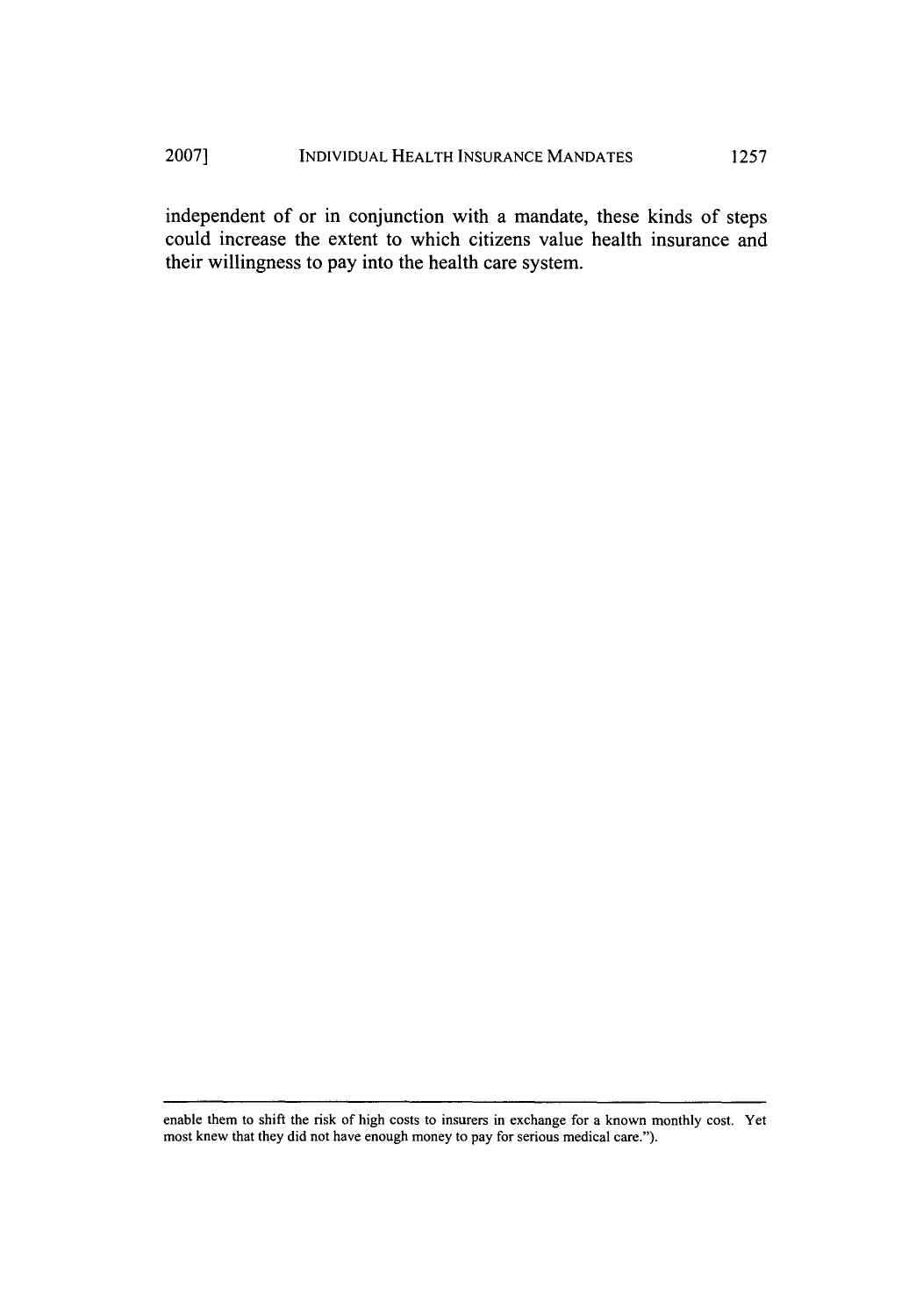independent of or in conjunction with a mandate, these kinds of steps could increase the extent to which citizens value health insurance and their willingness to pay into the health care system.

---

enable them to shift the risk of high costs to insurers in exchange for a known monthly cost. Yet most knew that they did not have enough money to pay for serious medical care.").